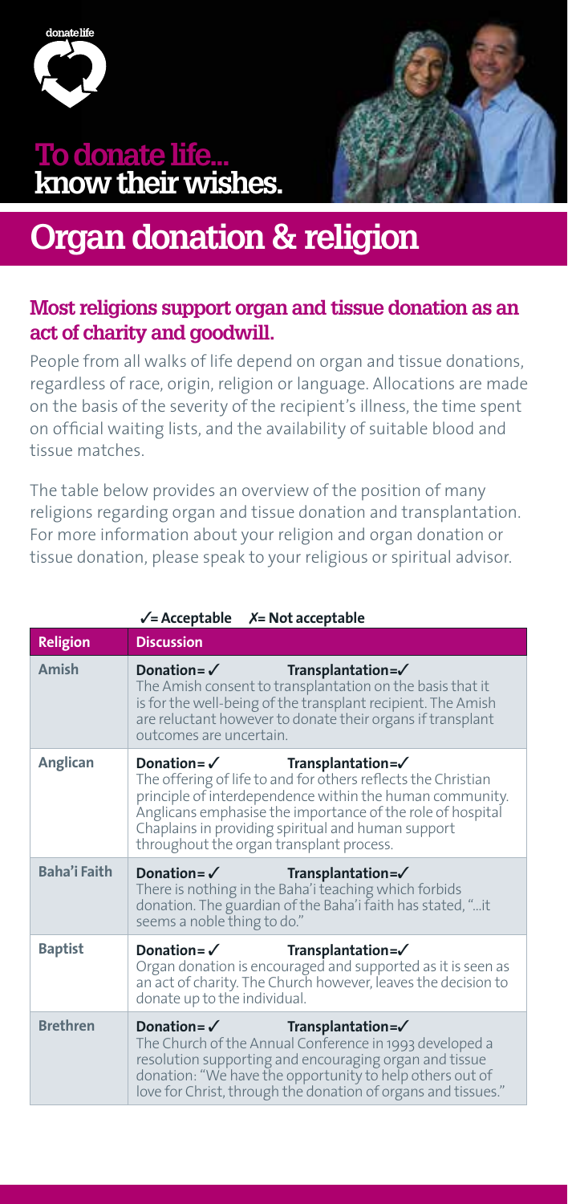donatelife

# To donate life... know their wishes.

# Organ donation & religion

## Most religions support organ and tissue donation as an act of charity and goodwill.

People from all walks of life depend on organ and tissue donations, regardless of race, origin, religion or language. Allocations are made on the basis of the severity of the recipient's illness, the time spent on official waiting lists, and the availability of suitable blood and tissue matches.

The table below provides an overview of the position of many religions regarding organ and tissue donation and transplantation. For more information about your religion and organ donation or tissue donation, please speak to your religious or spiritual advisor.

✓= Acceptable ✗= Not acceptable

| Religion | Discussion |
| --- | --- |
| Amish | **Donation= ✓ Transplantation=✓** The Amish consent to transplantation on the basis that it is for the well-being of the transplant recipient. The Amish are reluctant however to donate their organs if transplant outcomes are uncertain. |
| Anglican | **Donation= ✓ Transplantation=✓** The offering of life to and for others reflects the Christian principle of interdependence within the human community. Anglicans emphasise the importance of the role of hospital Chaplains in providing spiritual and human support throughout the organ transplant process. |
| Baha'i Faith | **Donation= ✓ Transplantation=✓** There is nothing in the Baha'i teaching which forbids donation. The guardian of the Baha'i faith has stated, "...it seems a noble thing to do." |
| Baptist | **Donation= ✓ Transplantation=✓** Organ donation is encouraged and supported as it is seen as an act of charity. The Church however, leaves the decision to donate up to the individual. |
| Brethren | **Donation= ✓ Transplantation=✓** The Church of the Annual Conference in 1993 developed a resolution supporting and encouraging organ and tissue donation: "We have the opportunity to help others out of love for Christ, through the donation of organs and tissues." |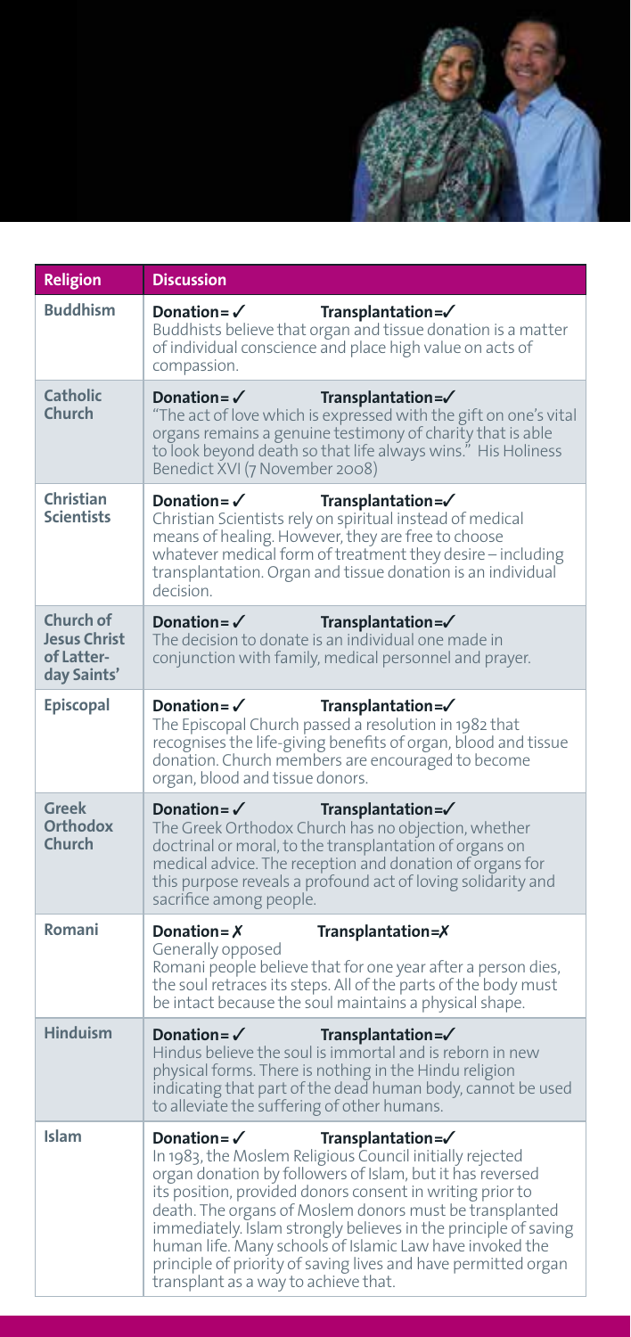| Religion | Discussion |
| --- | --- |
| **Buddhism** | **Donation= ✓ Transplantation=✓** Buddhists believe that organ and tissue donation is a matter of individual conscience and place high value on acts of compassion. |
| **Catholic Church** | **Donation= ✓ Transplantation=✓** "The act of love which is expressed with the gift on one's vital organs remains a genuine testimony of charity that is able to look beyond death so that life always wins." His Holiness Benedict XVI (7 November 2008) |
| **Christian Scientists** | **Donation= ✓ Transplantation=✓** Christian Scientists rely on spiritual instead of medical means of healing. However, they are free to choose whatever medical form of treatment they desire – including transplantation. Organ and tissue donation is an individual decision. |
| **Church of Jesus Christ of Latter-day Saints'** | **Donation= ✓ Transplantation=✓** The decision to donate is an individual one made in conjunction with family, medical personnel and prayer. |
| **Episcopal** | **Donation= ✓ Transplantation=✓** The Episcopal Church passed a resolution in 1982 that recognises the life-giving benefits of organ, blood and tissue donation. Church members are encouraged to become organ, blood and tissue donors. |
| **Greek Orthodox Church** | **Donation= ✓ Transplantation=✓** The Greek Orthodox Church has no objection, whether doctrinal or moral, to the transplantation of organs on medical advice. The reception and donation of organs for this purpose reveals a profound act of loving solidarity and sacrifice among people. |
| **Romani** | **Donation= ✗ Transplantation=✗** Generally opposed. Romani people believe that for one year after a person dies, the soul retraces its steps. All of the parts of the body must be intact because the soul maintains a physical shape. |
| **Hinduism** | **Donation= ✓ Transplantation=✓** Hindus believe the soul is immortal and is reborn in new physical forms. There is nothing in the Hindu religion indicating that part of the dead human body, cannot be used to alleviate the suffering of other humans. |
| **Islam** | **Donation= ✓ Transplantation=✓** In 1983, the Moslem Religious Council initially rejected organ donation by followers of Islam, but it has reversed its position, provided donors consent in writing prior to death. The organs of Moslem donors must be transplanted immediately. Islam strongly believes in the principle of saving human life. Many schools of Islamic Law have invoked the principle of priority of saving lives and have permitted organ transplant as a way to achieve that. |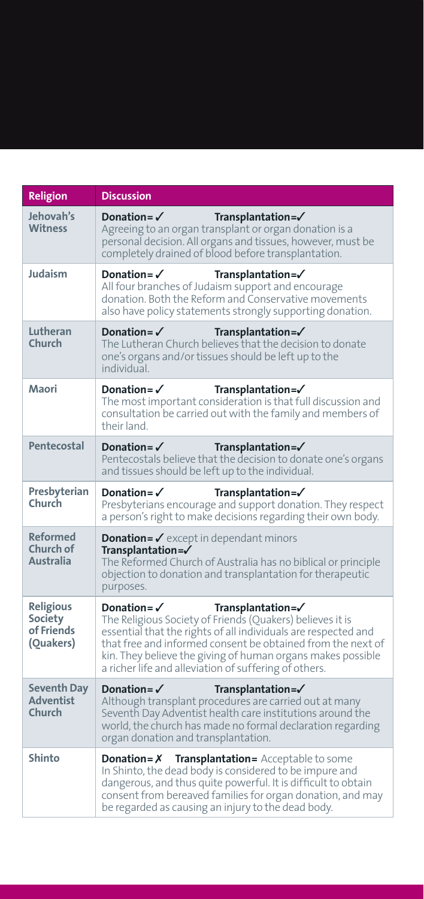| Religion | Discussion |
|---|---|
| **Jehovah's Witness** | **Donation= ✓ Transplantation=✓** Agreeing to an organ transplant or organ donation is a personal decision. All organs and tissues, however, must be completely drained of blood before transplantation. |
| **Judaism** | **Donation= ✓ Transplantation=✓** All four branches of Judaism support and encourage donation. Both the Reform and Conservative movements also have policy statements strongly supporting donation. |
| **Lutheran Church** | **Donation= ✓ Transplantation=✓** The Lutheran Church believes that the decision to donate one's organs and/or tissues should be left up to the individual. |
| **Maori** | **Donation= ✓ Transplantation=✓** The most important consideration is that full discussion and consultation be carried out with the family and members of their land. |
| **Pentecostal** | **Donation= ✓ Transplantation=✓** Pentecostals believe that the decision to donate one's organs and tissues should be left up to the individual. |
| **Presbyterian Church** | **Donation= ✓ Transplantation=✓** Presbyterians encourage and support donation. They respect a person's right to make decisions regarding their own body. |
| **Reformed Church of Australia** | **Donation= ✓** except in dependant minors **Transplantation=✓** The Reformed Church of Australia has no biblical or principle objection to donation and transplantation for therapeutic purposes. |
| **Religious Society of Friends (Quakers)** | **Donation= ✓ Transplantation=✓** The Religious Society of Friends (Quakers) believes it is essential that the rights of all individuals are respected and that free and informed consent be obtained from the next of kin. They believe the giving of human organs makes possible a richer life and alleviation of suffering of others. |
| **Seventh Day Adventist Church** | **Donation= ✓ Transplantation=✓** Although transplant procedures are carried out at many Seventh Day Adventist health care institutions around the world, the church has made no formal declaration regarding organ donation and transplantation. |
| **Shinto** | **Donation= ✗ Transplantation=** Acceptable to some In Shinto, the dead body is considered to be impure and dangerous, and thus quite powerful. It is difficult to obtain consent from bereaved families for organ donation, and may be regarded as causing an injury to the dead body. |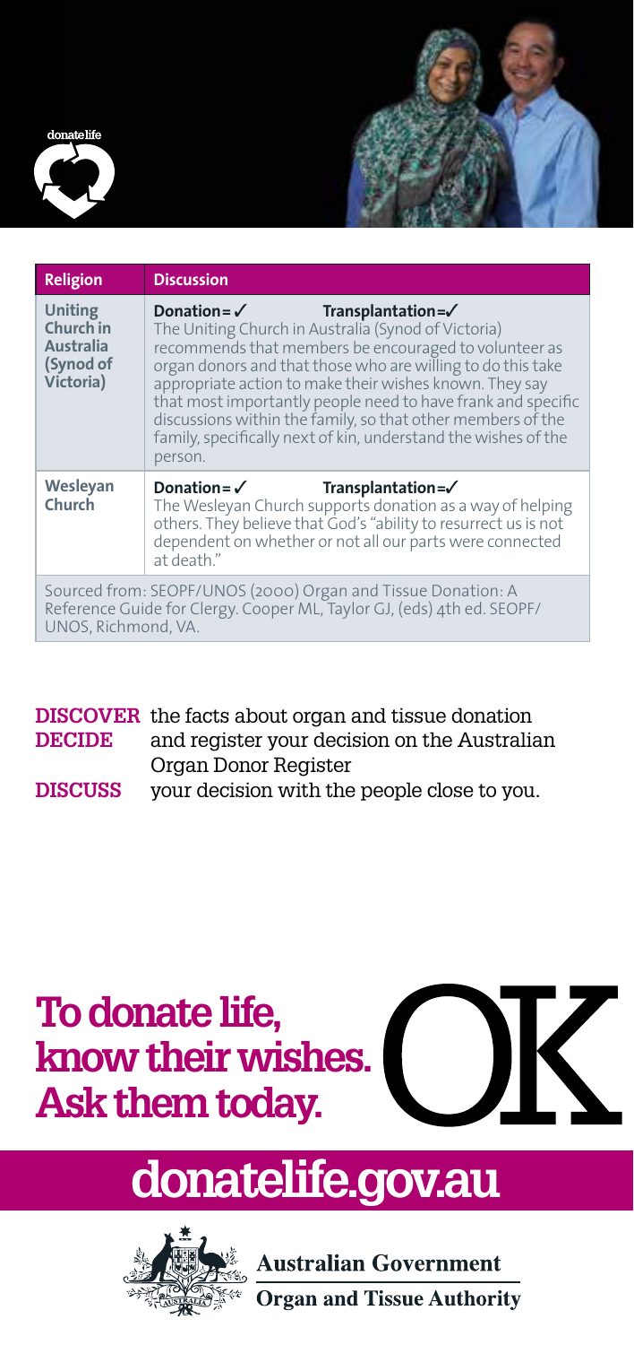donatelife

| Religion | Discussion |
| --- | --- |
| Uniting Church in Australia (Synod of Victoria) | **Donation=✓ Transplantation=✓** The Uniting Church in Australia (Synod of Victoria) recommends that members be encouraged to volunteer as organ donors and that those who are willing to do this take appropriate action to make their wishes known. They say that most importantly people need to have frank and specific discussions within the family, so that other members of the family, specifically next of kin, understand the wishes of the person. |
| Wesleyan Church | **Donation=✓ Transplantation=✓** The Wesleyan Church supports donation as a way of helping others. They believe that God's "ability to resurrect us is not dependent on whether or not all our parts were connected at death." |

Sourced from: SEOPF/UNOS (2000) Organ and Tissue Donation: A Reference Guide for Clergy. Cooper ML, Taylor GJ, (eds) 4th ed. SEOPF/UNOS, Richmond, VA.

**DISCOVER** the facts about organ and tissue donation
**DECIDE** and register your decision on the Australian Organ Donor Register
**DISCUSS** your decision with the people close to you.

**To donate life, know their wishes. Ask them today.**

OK

## donatelife.gov.au

Australian Government
Organ and Tissue Authority